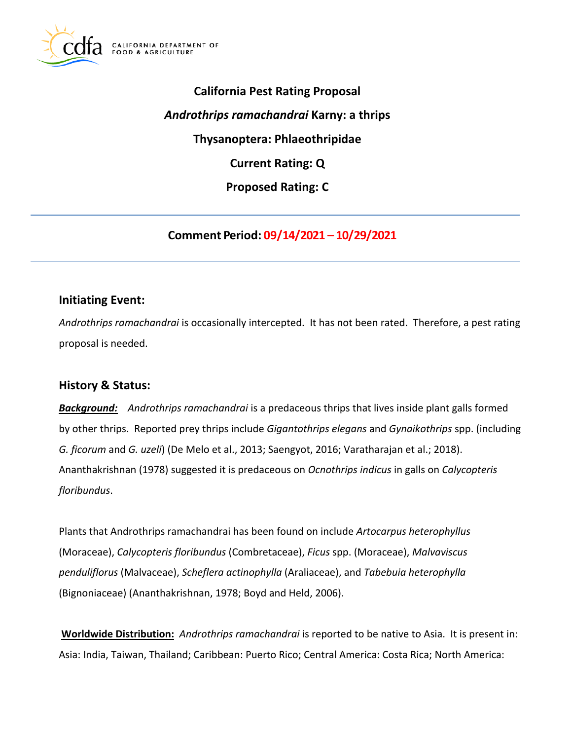CALIFORNIA DEPARTMENT OF FOOD & AGRICULTURE

# California Pest Rating Proposal

## *Androthrips ramachandrai* Karny: a thrips

## Thysanoptera: Phlaeothripidae

## Current Rating: Q

## Proposed Rating: C

---

**Comment Period: 09/14/2021 – 10/29/2021**

---

## Initiating Event:

*Androthrips ramachandrai* is occasionally intercepted. It has not been rated. Therefore, a pest rating proposal is needed.

## History & Status:

***Background:*** *Androthrips ramachandrai* is a predaceous thrips that lives inside plant galls formed by other thrips. Reported prey thrips include *Gigantothrips elegans* and *Gynaikothrips* spp. (including *G. ficorum* and *G. uzeli*) (De Melo et al., 2013; Saengyot, 2016; Varatharajan et al.; 2018). Ananthakrishnan (1978) suggested it is predaceous on *Ocnothrips indicus* in galls on *Calycopteris floribundus*.

Plants that Androthrips ramachandrai has been found on include *Artocarpus heterophyllus* (Moraceae), *Calycopteris floribundus* (Combretaceae), *Ficus* spp. (Moraceae), *Malvaviscus penduliflorus* (Malvaceae), *Scheflera actinophylla* (Araliaceae), and *Tabebuia heterophylla* (Bignoniaceae) (Ananthakrishnan, 1978; Boyd and Held, 2006).

**Worldwide Distribution:** *Androthrips ramachandrai* is reported to be native to Asia. It is present in: Asia: India, Taiwan, Thailand; Caribbean: Puerto Rico; Central America: Costa Rica; North America: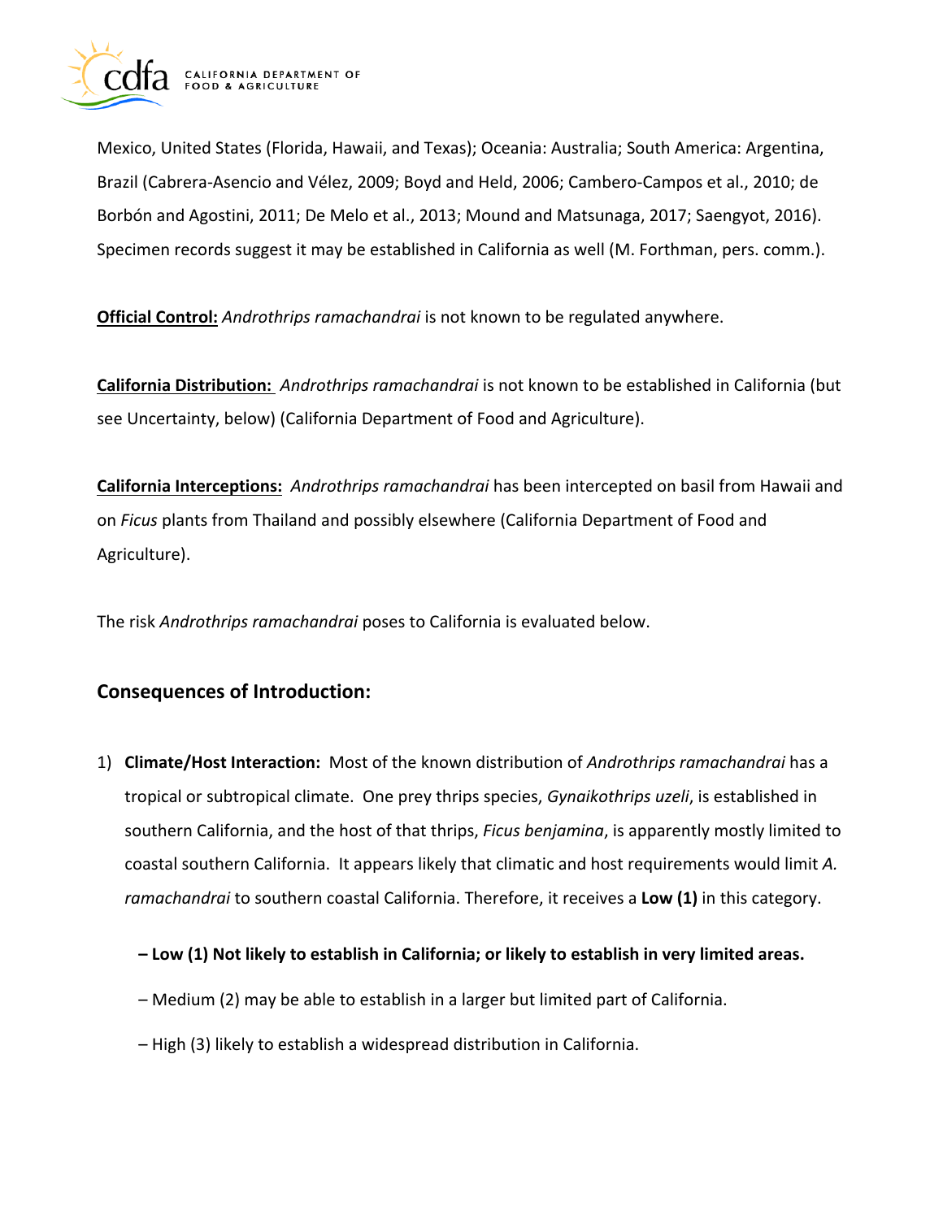Mexico, United States (Florida, Hawaii, and Texas); Oceania: Australia; South America: Argentina, Brazil (Cabrera-Asencio and Vélez, 2009; Boyd and Held, 2006; Cambero-Campos et al., 2010; de Borbón and Agostini, 2011; De Melo et al., 2013; Mound and Matsunaga, 2017; Saengyot, 2016). Specimen records suggest it may be established in California as well (M. Forthman, pers. comm.).

**Official Control:** *Androthrips ramachandrai* is not known to be regulated anywhere.

**California Distribution:** *Androthrips ramachandrai* is not known to be established in California (but see Uncertainty, below) (California Department of Food and Agriculture).

**California Interceptions:** *Androthrips ramachandrai* has been intercepted on basil from Hawaii and on *Ficus* plants from Thailand and possibly elsewhere (California Department of Food and Agriculture).

The risk *Androthrips ramachandrai* poses to California is evaluated below.

## Consequences of Introduction:

1) **Climate/Host Interaction:** Most of the known distribution of *Androthrips ramachandrai* has a tropical or subtropical climate. One prey thrips species, *Gynaikothrips uzeli*, is established in southern California, and the host of that thrips, *Ficus benjamina*, is apparently mostly limited to coastal southern California. It appears likely that climatic and host requirements would limit *A. ramachandrai* to southern coastal California. Therefore, it receives a **Low (1)** in this category.

   **– Low (1) Not likely to establish in California; or likely to establish in very limited areas.**

   – Medium (2) may be able to establish in a larger but limited part of California.

   – High (3) likely to establish a widespread distribution in California.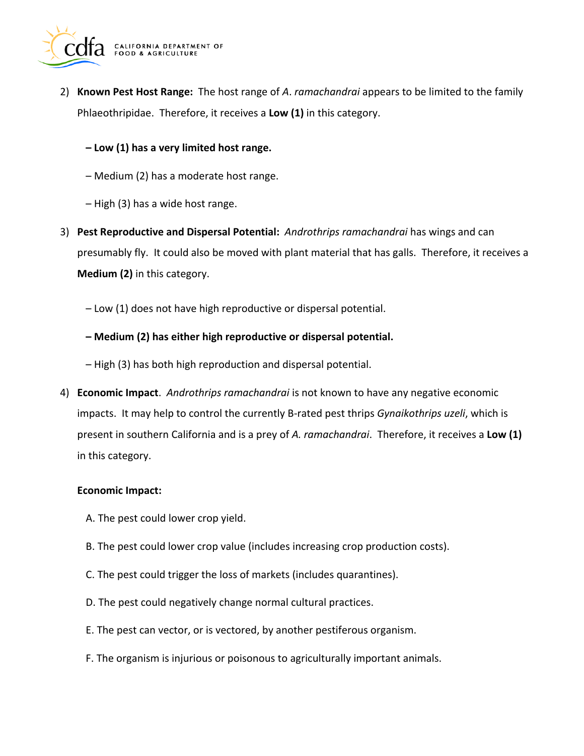2) **Known Pest Host Range:** The host range of *A*. *ramachandrai* appears to be limited to the family Phlaeothripidae. Therefore, it receives a **Low (1)** in this category.

   **– Low (1) has a very limited host range.**

   – Medium (2) has a moderate host range.

   – High (3) has a wide host range.

3) **Pest Reproductive and Dispersal Potential:** *Androthrips ramachandrai* has wings and can presumably fly. It could also be moved with plant material that has galls. Therefore, it receives a **Medium (2)** in this category.

   – Low (1) does not have high reproductive or dispersal potential.

   **– Medium (2) has either high reproductive or dispersal potential.**

   – High (3) has both high reproduction and dispersal potential.

4) **Economic Impact**. *Androthrips ramachandrai* is not known to have any negative economic impacts. It may help to control the currently B-rated pest thrips *Gynaikothrips uzeli*, which is present in southern California and is a prey of *A. ramachandrai*. Therefore, it receives a **Low (1)** in this category.

   **Economic Impact:**

   A. The pest could lower crop yield.

   B. The pest could lower crop value (includes increasing crop production costs).

   C. The pest could trigger the loss of markets (includes quarantines).

   D. The pest could negatively change normal cultural practices.

   E. The pest can vector, or is vectored, by another pestiferous organism.

   F. The organism is injurious or poisonous to agriculturally important animals.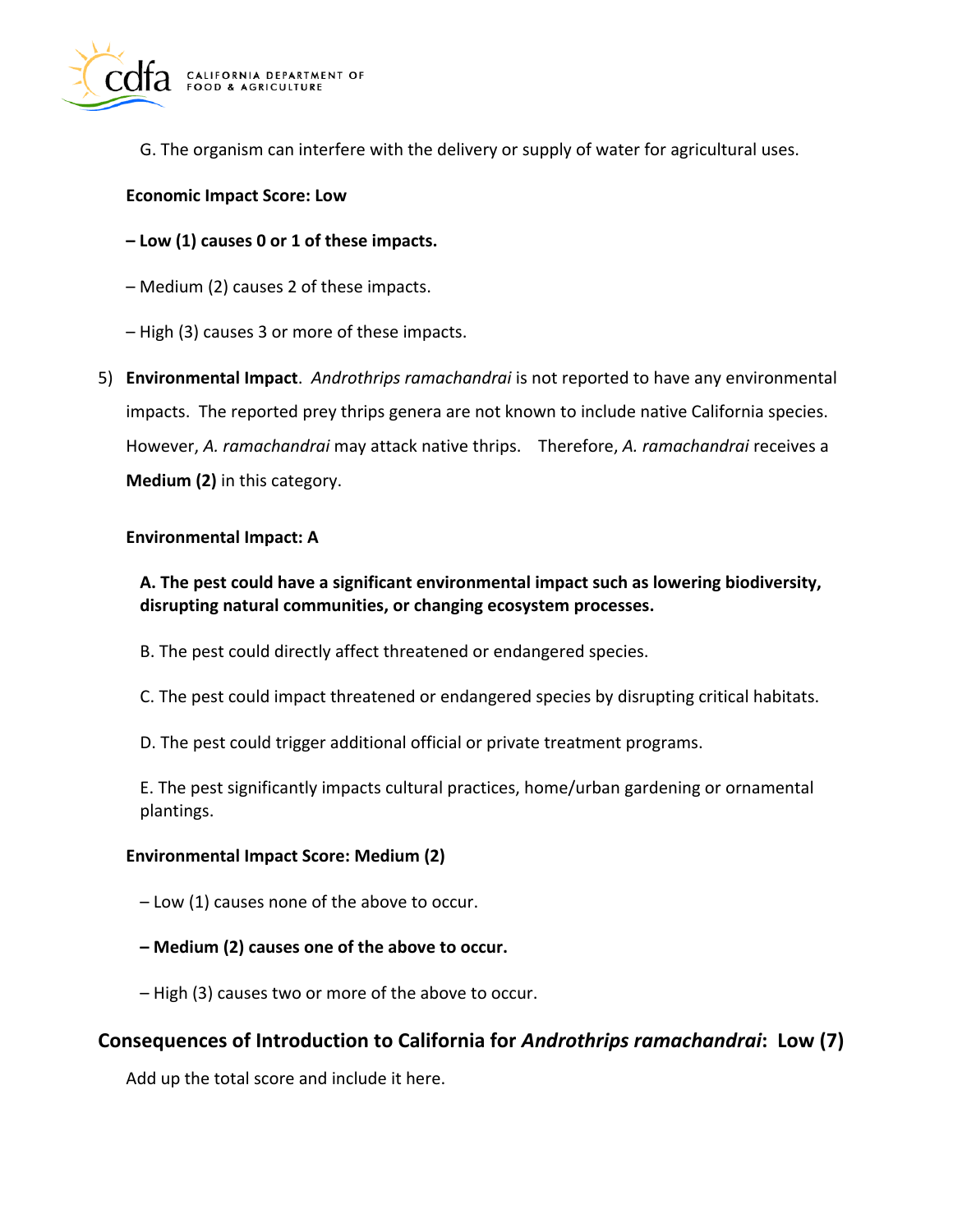G. The organism can interfere with the delivery or supply of water for agricultural uses.

**Economic Impact Score: Low**

**– Low (1) causes 0 or 1 of these impacts.**

– Medium (2) causes 2 of these impacts.

– High (3) causes 3 or more of these impacts.

5) **Environmental Impact**. *Androthrips ramachandrai* is not reported to have any environmental impacts. The reported prey thrips genera are not known to include native California species. However, *A. ramachandrai* may attack native thrips. Therefore, *A. ramachandrai* receives a **Medium (2)** in this category.

**Environmental Impact: A**

**A. The pest could have a significant environmental impact such as lowering biodiversity, disrupting natural communities, or changing ecosystem processes.**

B. The pest could directly affect threatened or endangered species.

C. The pest could impact threatened or endangered species by disrupting critical habitats.

D. The pest could trigger additional official or private treatment programs.

E. The pest significantly impacts cultural practices, home/urban gardening or ornamental plantings.

**Environmental Impact Score: Medium (2)**

– Low (1) causes none of the above to occur.

**– Medium (2) causes one of the above to occur.**

– High (3) causes two or more of the above to occur.

## Consequences of Introduction to California for *Androthrips ramachandrai*: Low (7)

Add up the total score and include it here.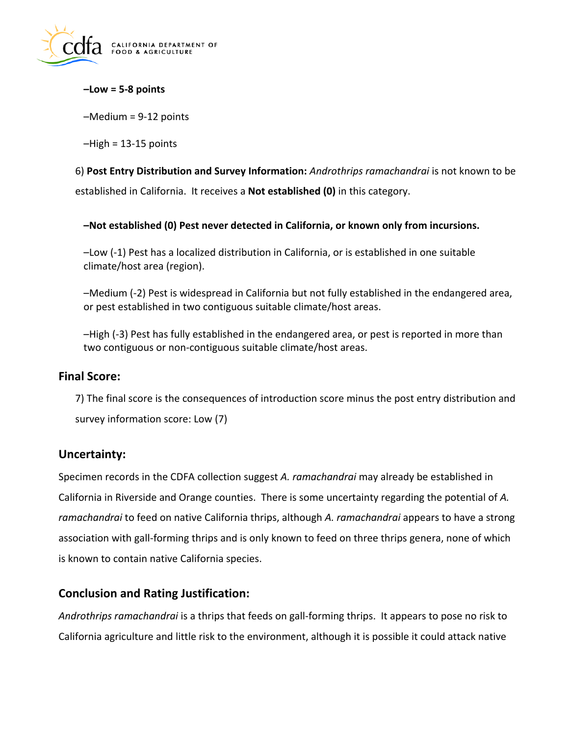**–Low = 5-8 points**

–Medium = 9-12 points

–High = 13-15 points

6) **Post Entry Distribution and Survey Information:** *Androthrips ramachandrai* is not known to be established in California. It receives a **Not established (0)** in this category.

**–Not established (0) Pest never detected in California, or known only from incursions.**

–Low (-1) Pest has a localized distribution in California, or is established in one suitable climate/host area (region).

–Medium (-2) Pest is widespread in California but not fully established in the endangered area, or pest established in two contiguous suitable climate/host areas.

–High (-3) Pest has fully established in the endangered area, or pest is reported in more than two contiguous or non-contiguous suitable climate/host areas.

## Final Score:

7) The final score is the consequences of introduction score minus the post entry distribution and survey information score: Low (7)

## Uncertainty:

Specimen records in the CDFA collection suggest *A. ramachandrai* may already be established in California in Riverside and Orange counties. There is some uncertainty regarding the potential of *A. ramachandrai* to feed on native California thrips, although *A. ramachandrai* appears to have a strong association with gall-forming thrips and is only known to feed on three thrips genera, none of which is known to contain native California species.

## Conclusion and Rating Justification:

*Androthrips ramachandrai* is a thrips that feeds on gall-forming thrips. It appears to pose no risk to California agriculture and little risk to the environment, although it is possible it could attack native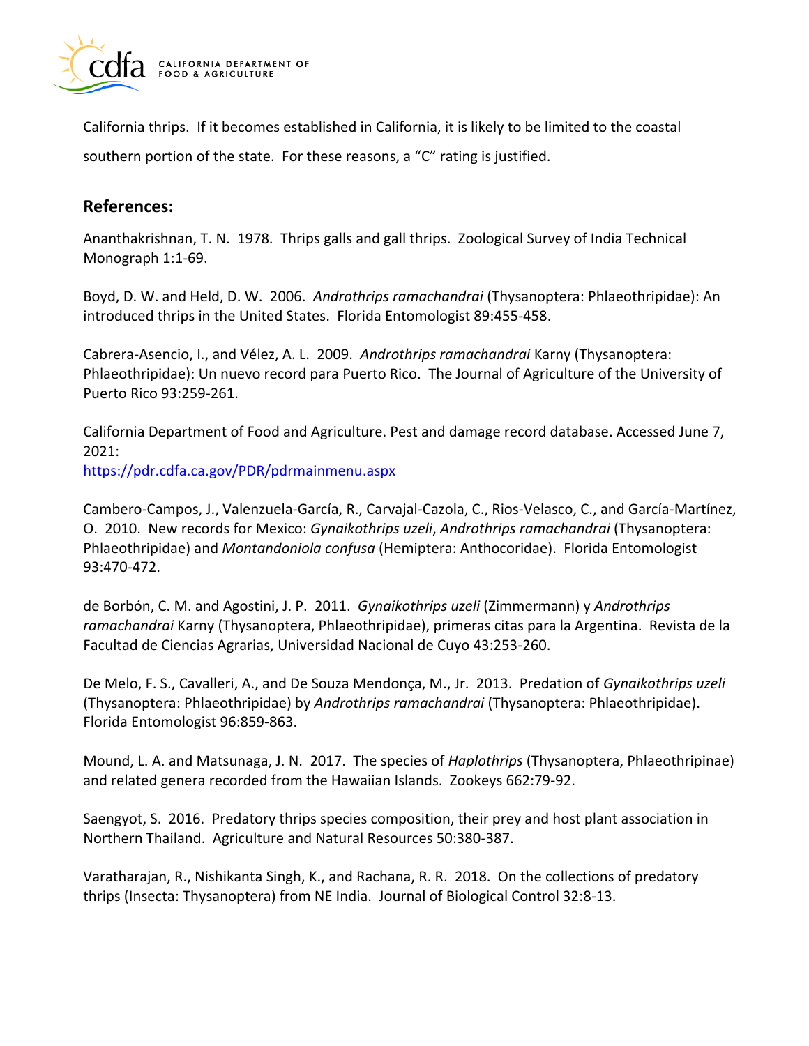California thrips. If it becomes established in California, it is likely to be limited to the coastal southern portion of the state. For these reasons, a "C" rating is justified.

## References:

Ananthakrishnan, T. N. 1978. Thrips galls and gall thrips. Zoological Survey of India Technical Monograph 1:1-69.

Boyd, D. W. and Held, D. W. 2006. *Androthrips ramachandrai* (Thysanoptera: Phlaeothripidae): An introduced thrips in the United States. Florida Entomologist 89:455-458.

Cabrera-Asencio, I., and Vélez, A. L. 2009. *Androthrips ramachandrai* Karny (Thysanoptera: Phlaeothripidae): Un nuevo record para Puerto Rico. The Journal of Agriculture of the University of Puerto Rico 93:259-261.

California Department of Food and Agriculture. Pest and damage record database. Accessed June 7, 2021:
https://pdr.cdfa.ca.gov/PDR/pdrmainmenu.aspx

Cambero-Campos, J., Valenzuela-García, R., Carvajal-Cazola, C., Rios-Velasco, C., and García-Martínez, O. 2010. New records for Mexico: *Gynaikothrips uzeli*, *Androthrips ramachandrai* (Thysanoptera: Phlaeothripidae) and *Montandoniola confusa* (Hemiptera: Anthocoridae). Florida Entomologist 93:470-472.

de Borbón, C. M. and Agostini, J. P. 2011. *Gynaikothrips uzeli* (Zimmermann) y *Androthrips ramachandrai* Karny (Thysanoptera, Phlaeothripidae), primeras citas para la Argentina. Revista de la Facultad de Ciencias Agrarias, Universidad Nacional de Cuyo 43:253-260.

De Melo, F. S., Cavalleri, A., and De Souza Mendonça, M., Jr. 2013. Predation of *Gynaikothrips uzeli* (Thysanoptera: Phlaeothripidae) by *Androthrips ramachandrai* (Thysanoptera: Phlaeothripidae). Florida Entomologist 96:859-863.

Mound, L. A. and Matsunaga, J. N. 2017. The species of *Haplothrips* (Thysanoptera, Phlaeothripinae) and related genera recorded from the Hawaiian Islands. Zookeys 662:79-92.

Saengyot, S. 2016. Predatory thrips species composition, their prey and host plant association in Northern Thailand. Agriculture and Natural Resources 50:380-387.

Varatharajan, R., Nishikanta Singh, K., and Rachana, R. R. 2018. On the collections of predatory thrips (Insecta: Thysanoptera) from NE India. Journal of Biological Control 32:8-13.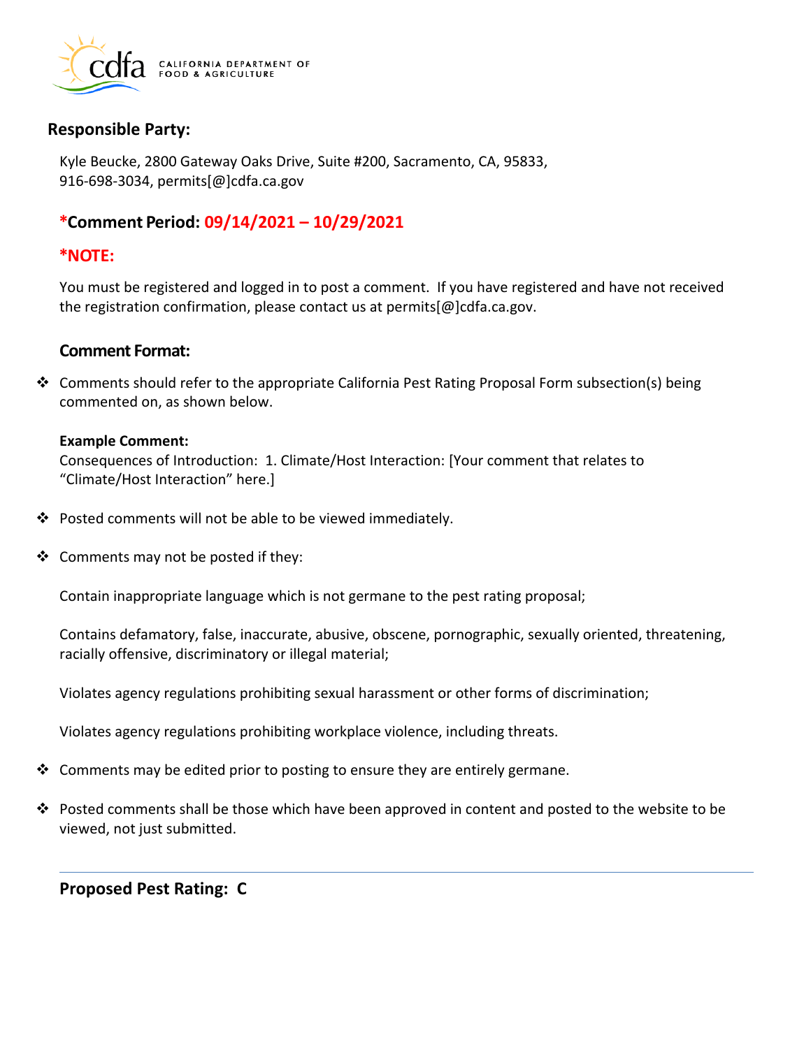## Responsible Party:

Kyle Beucke, 2800 Gateway Oaks Drive, Suite #200, Sacramento, CA, 95833, 916-698-3034, permits[@]cdfa.ca.gov

## *Comment Period: 09/14/2021 – 10/29/2021

## *NOTE:

You must be registered and logged in to post a comment. If you have registered and have not received the registration confirmation, please contact us at permits[@]cdfa.ca.gov.

### Comment Format:

- Comments should refer to the appropriate California Pest Rating Proposal Form subsection(s) being commented on, as shown below.

  **Example Comment:**
  Consequences of Introduction: 1. Climate/Host Interaction: [Your comment that relates to "Climate/Host Interaction" here.]

- Posted comments will not be able to be viewed immediately.

- Comments may not be posted if they:

  Contain inappropriate language which is not germane to the pest rating proposal;

  Contains defamatory, false, inaccurate, abusive, obscene, pornographic, sexually oriented, threatening, racially offensive, discriminatory or illegal material;

  Violates agency regulations prohibiting sexual harassment or other forms of discrimination;

  Violates agency regulations prohibiting workplace violence, including threats.

- Comments may be edited prior to posting to ensure they are entirely germane.

- Posted comments shall be those which have been approved in content and posted to the website to be viewed, not just submitted.

---

### Proposed Pest Rating: C